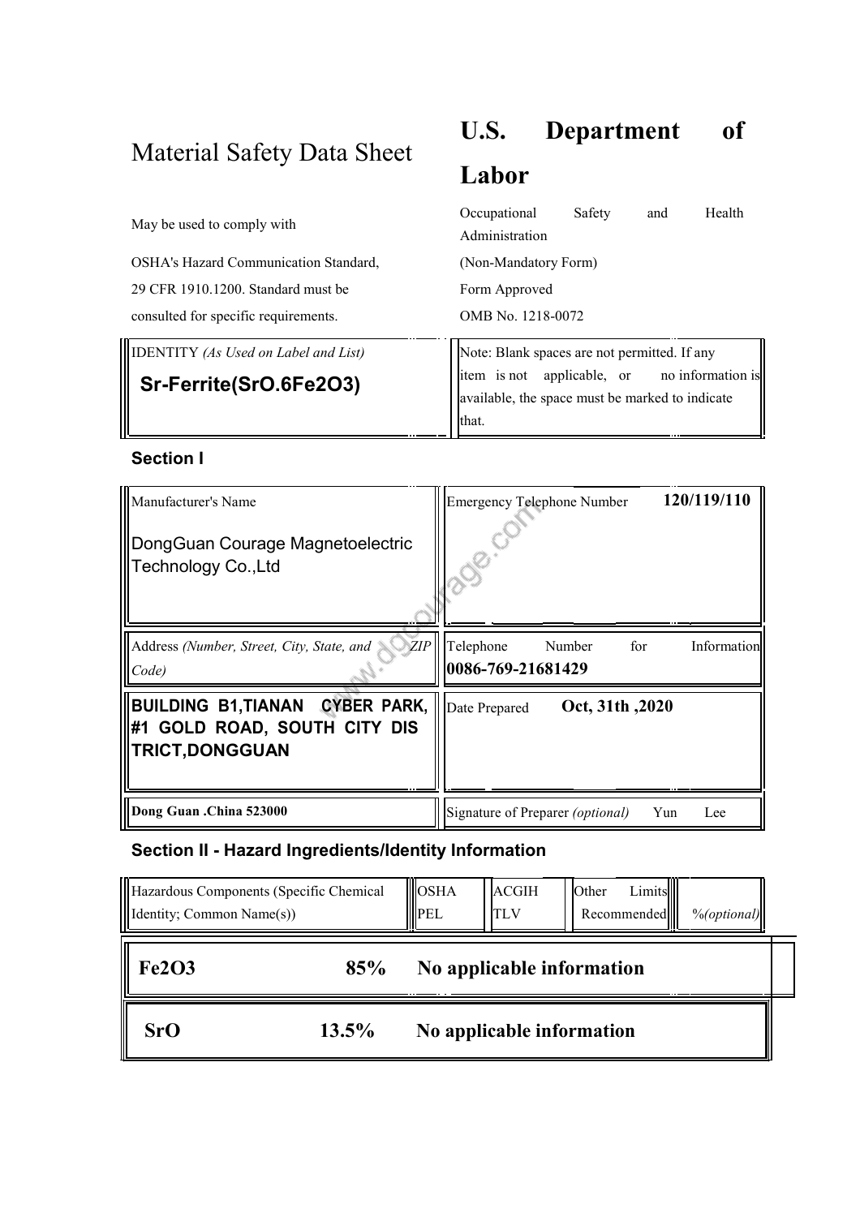# Material Safety Data Sheet

May be used to comply with

OSHA's Hazard Communication Standard,

29 CFR 1910.1200. Standard must be

consulted for specific requirements.

# U.S. Department of Labor

Occupational Safety and Health Administration

(Non-Mandatory Form)

Form Approved

OMB No. 1218-0072

| IDENTITY *(As Used on Label and List)* | Note: Blank spaces are not permitted. If any item is not applicable, or no information is available, the space must be marked to indicate that. |
|---|---|
| **Sr-Ferrite(SrO.6Fe2O3)** | |

## Section I

| Manufacturer's Name | Emergency Telephone Number **120/119/110** |
|---|---|
| DongGuan Courage Magnetoelectric Technology Co.,Ltd | |
| Address *(Number, Street, City, State, and ZIP Code)* | Telephone Number for Information **0086-769-21681429** |
| **BUILDING B1,TIANAN CYBER PARK, #1 GOLD ROAD, SOUTH CITY DIS TRICT,DONGGUAN** | Date Prepared **Oct, 31th ,2020** |
| **Dong Guan .China 523000** | Signature of Preparer *(optional)* Yun Lee |

## Section II - Hazard Ingredients/Identity Information

| Hazardous Components (Specific Chemical Identity; Common Name(s)) | OSHA PEL | ACGIH TLV | Other Limits Recommended | %*(optional)* |
|---|---|---|---|---|
| **Fe2O3** **85%** | **No applicable information** | | | |
| **SrO** **13.5%** | **No applicable information** | | | |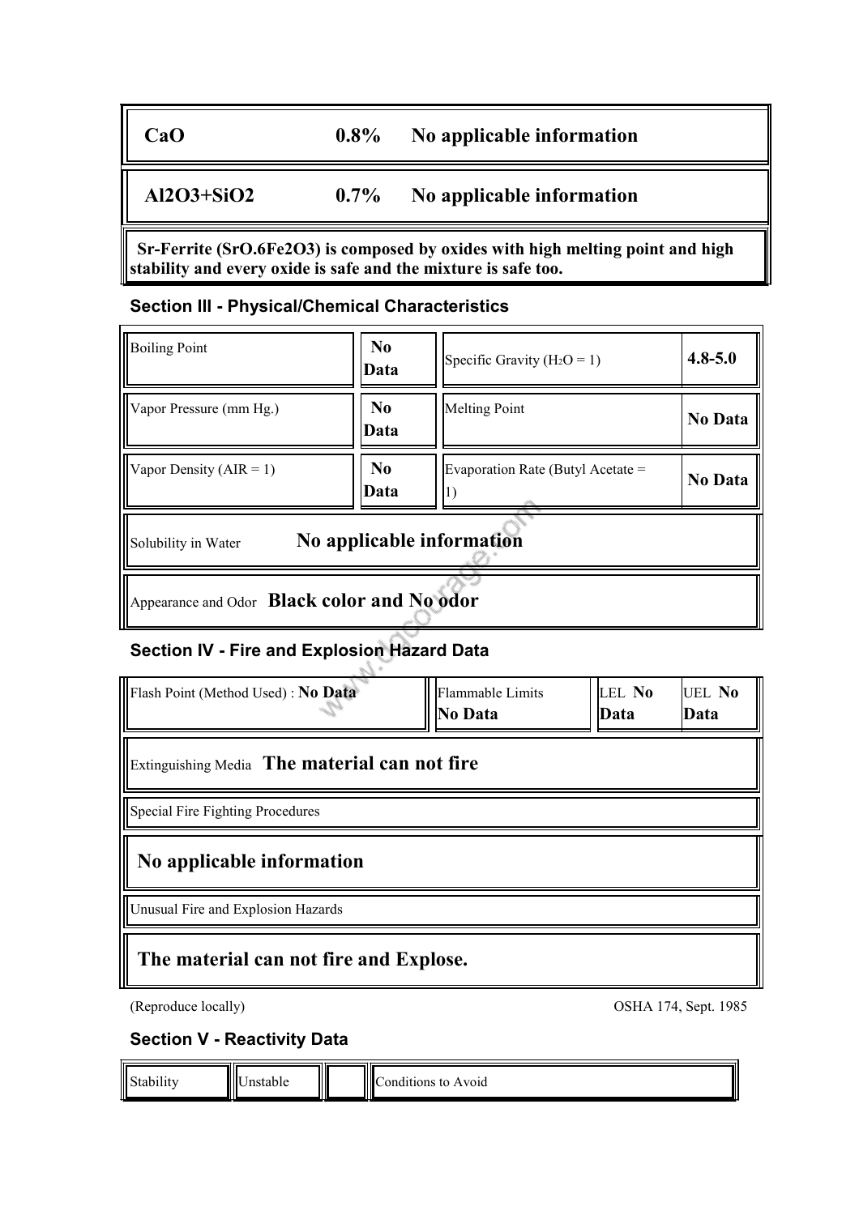| | | |
|---|---|---|
| **CaO** | **0.8%** | **No applicable information** |
| **Al2O3+SiO2** | **0.7%** | **No applicable information** |

**Sr-Ferrite (SrO.6Fe2O3) is composed by oxides with high melting point and high stability and every oxide is safe and the mixture is safe too.**

### Section III - Physical/Chemical Characteristics

| | | | |
|---|---|---|---|
| Boiling Point | **No Data** | Specific Gravity ($H_2O$ = 1) | **4.8-5.0** |
| Vapor Pressure (mm Hg.) | **No Data** | Melting Point | **No Data** |
| Vapor Density (AIR = 1) | **No Data** | Evaporation Rate (Butyl Acetate = 1) | **No Data** |

Solubility in Water **No applicable information**

Appearance and Odor **Black color and No odor**

### Section IV - Fire and Explosion Hazard Data

| | | | |
|---|---|---|---|
| Flash Point (Method Used) : **No Data** | Flammable Limits **No Data** | LEL **No Data** | UEL **No Data** |

Extinguishing Media **The material can not fire**

Special Fire Fighting Procedures

**No applicable information**

Unusual Fire and Explosion Hazards

**The material can not fire and Explose.**

(Reproduce locally) OSHA 174, Sept. 1985

### Section V - Reactivity Data

| Stability | Unstable | | Conditions to Avoid |
|---|---|---|---|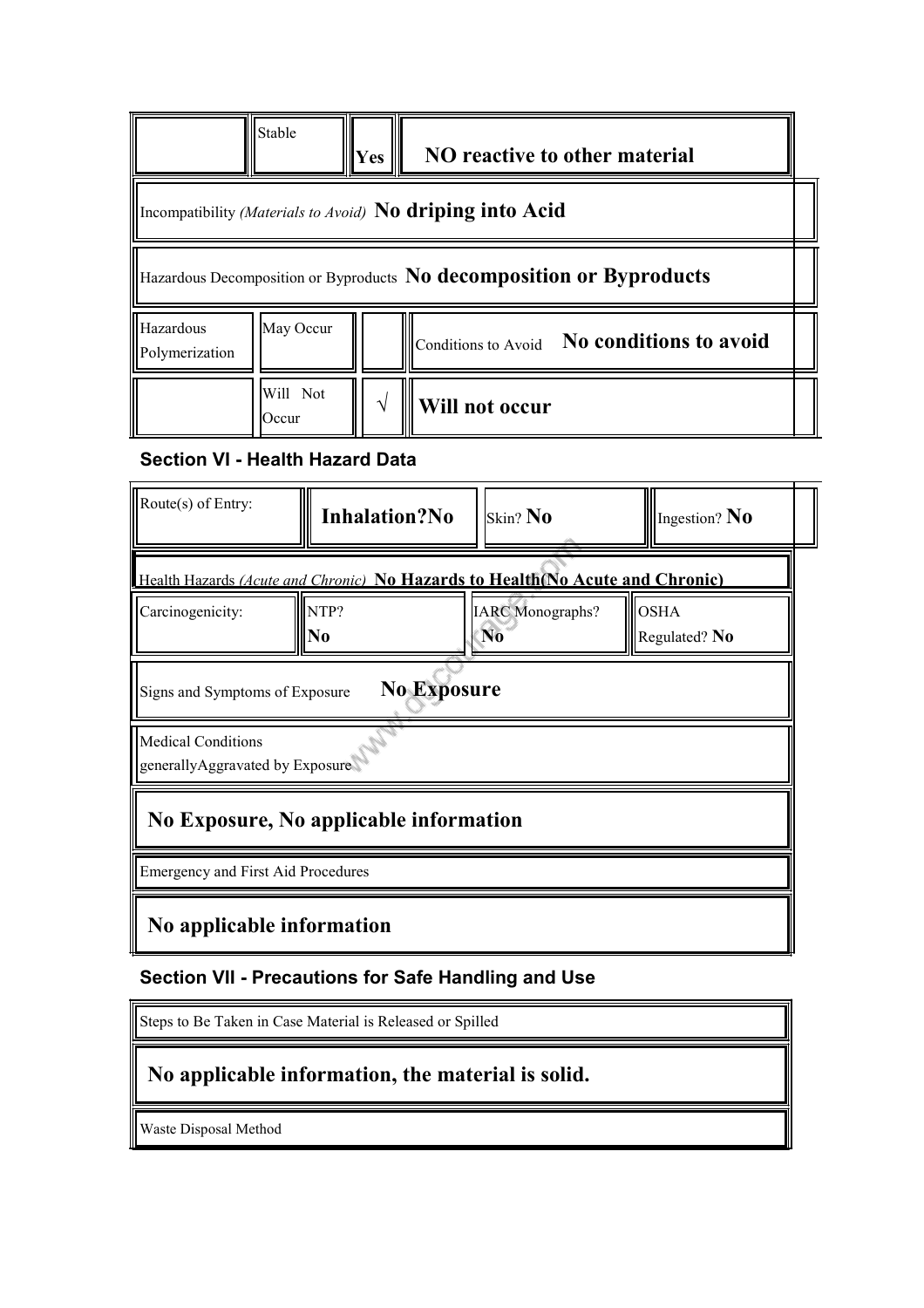| | Stable | Yes | NO reactive to other material |
|---|---|---|---|

| Incompatibility *(Materials to Avoid)* **No driping into Acid** |
|---|

| Hazardous Decomposition or Byproducts **No decomposition or Byproducts** |
|---|

| Hazardous Polymerization | May Occur | | Conditions to Avoid **No conditions to avoid** |
|---|---|---|---|
| | Will Not Occur | √ | **Will not occur** |

### Section VI - Health Hazard Data

| Route(s) of Entry: | **Inhalation?No** | Skin? **No** | Ingestion? **No** |
|---|---|---|---|

| Health Hazards *(Acute and Chronic)* **No Hazards to Health(No Acute and Chronic)** | | | |
|---|---|---|---|
| Carcinogenicity: | NTP? **No** | IARC Monographs? **No** | OSHA Regulated? **No** |

| Signs and Symptoms of Exposure **No Exposure** |
|---|
| Medical Conditions generallyAggravated by Exposure |
| **No Exposure, No applicable information** |
| Emergency and First Aid Procedures |
| **No applicable information** |

### Section VII - Precautions for Safe Handling and Use

| Steps to Be Taken in Case Material is Released or Spilled |
|---|
| **No applicable information, the material is solid.** |
| Waste Disposal Method |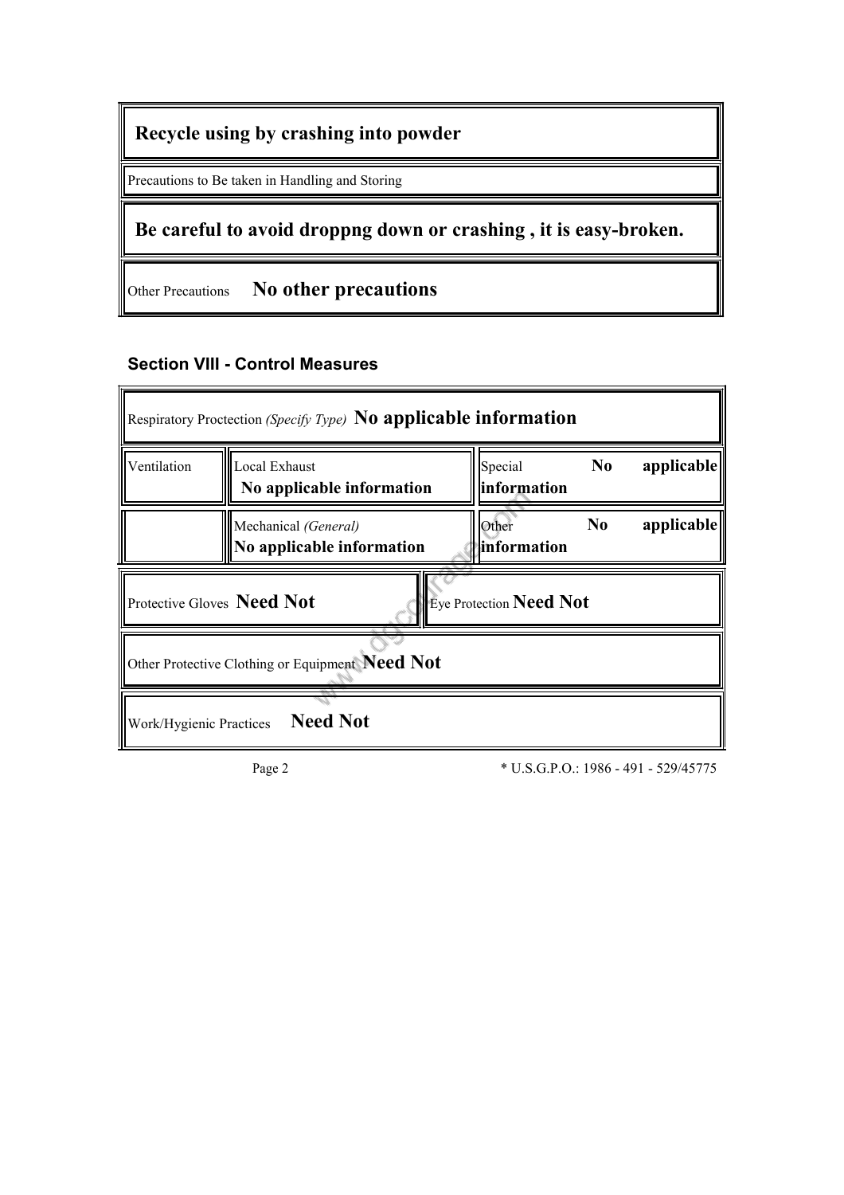| |
|---|
| **Recycle using by crashing into powder** |
| Precautions to Be taken in Handling and Storing |
| **Be careful to avoid droppng down or crashing , it is easy-broken.** |
| Other Precautions **No other precautions** |

### Section VIII - Control Measures

| | | |
|---|---|---|
| Respiratory Proctection *(Specify Type)* **No applicable information** | | |
| Ventilation | Local Exhaust **No applicable information** | Special **No applicable information** |
| | Mechanical *(General)* **No applicable information** | Other **No applicable information** |
| Protective Gloves **Need Not** | Eye Protection **Need Not** | |
| Other Protective Clothing or Equipment **Need Not** | | |
| Work/Hygienic Practices **Need Not** | | |

\* U.S.G.P.O.: 1986 - 491 - 529/45775